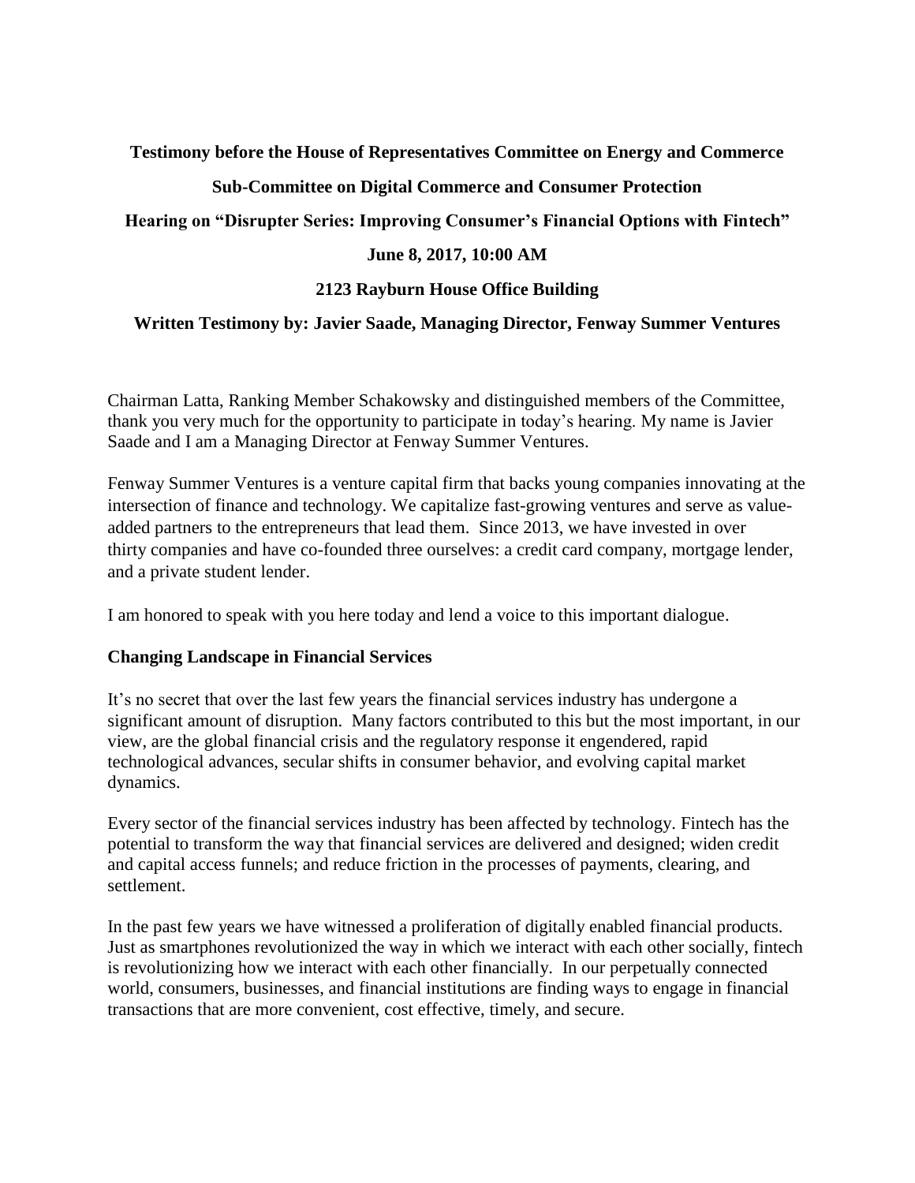**Testimony before the House of Representatives Committee on Energy and Commerce**

**Sub-Committee on Digital Commerce and Consumer Protection**

**Hearing on "Disrupter Series: Improving Consumer's Financial Options with Fintech"**

**June 8, 2017, 10:00 AM**

**2123 Rayburn House Office Building**

**Written Testimony by: Javier Saade, Managing Director, Fenway Summer Ventures**

Chairman Latta, Ranking Member Schakowsky and distinguished members of the Committee, thank you very much for the opportunity to participate in today's hearing. My name is Javier Saade and I am a Managing Director at Fenway Summer Ventures.

Fenway Summer Ventures is a venture capital firm that backs young companies innovating at the intersection of finance and technology. We capitalize fast-growing ventures and serve as value-added partners to the entrepreneurs that lead them. Since 2013, we have invested in over thirty companies and have co-founded three ourselves: a credit card company, mortgage lender, and a private student lender.

I am honored to speak with you here today and lend a voice to this important dialogue.

## Changing Landscape in Financial Services

It's no secret that over the last few years the financial services industry has undergone a significant amount of disruption. Many factors contributed to this but the most important, in our view, are the global financial crisis and the regulatory response it engendered, rapid technological advances, secular shifts in consumer behavior, and evolving capital market dynamics.

Every sector of the financial services industry has been affected by technology. Fintech has the potential to transform the way that financial services are delivered and designed; widen credit and capital access funnels; and reduce friction in the processes of payments, clearing, and settlement.

In the past few years we have witnessed a proliferation of digitally enabled financial products. Just as smartphones revolutionized the way in which we interact with each other socially, fintech is revolutionizing how we interact with each other financially. In our perpetually connected world, consumers, businesses, and financial institutions are finding ways to engage in financial transactions that are more convenient, cost effective, timely, and secure.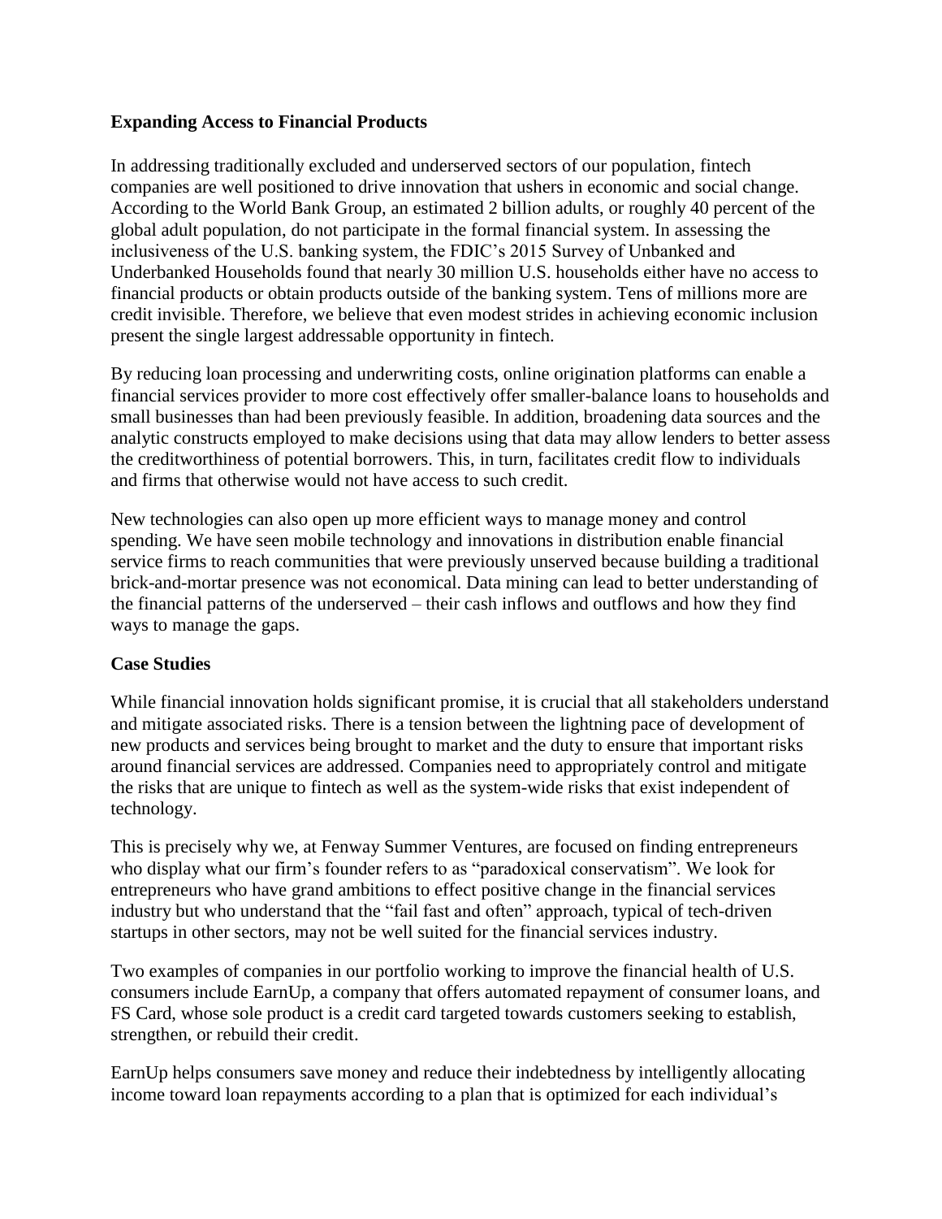**Expanding Access to Financial Products**

In addressing traditionally excluded and underserved sectors of our population, fintech companies are well positioned to drive innovation that ushers in economic and social change. According to the World Bank Group, an estimated 2 billion adults, or roughly 40 percent of the global adult population, do not participate in the formal financial system. In assessing the inclusiveness of the U.S. banking system, the FDIC's 2015 Survey of Unbanked and Underbanked Households found that nearly 30 million U.S. households either have no access to financial products or obtain products outside of the banking system. Tens of millions more are credit invisible. Therefore, we believe that even modest strides in achieving economic inclusion present the single largest addressable opportunity in fintech.

By reducing loan processing and underwriting costs, online origination platforms can enable a financial services provider to more cost effectively offer smaller-balance loans to households and small businesses than had been previously feasible. In addition, broadening data sources and the analytic constructs employed to make decisions using that data may allow lenders to better assess the creditworthiness of potential borrowers. This, in turn, facilitates credit flow to individuals and firms that otherwise would not have access to such credit.

New technologies can also open up more efficient ways to manage money and control spending. We have seen mobile technology and innovations in distribution enable financial service firms to reach communities that were previously unserved because building a traditional brick-and-mortar presence was not economical. Data mining can lead to better understanding of the financial patterns of the underserved – their cash inflows and outflows and how they find ways to manage the gaps.

**Case Studies**

While financial innovation holds significant promise, it is crucial that all stakeholders understand and mitigate associated risks. There is a tension between the lightning pace of development of new products and services being brought to market and the duty to ensure that important risks around financial services are addressed. Companies need to appropriately control and mitigate the risks that are unique to fintech as well as the system-wide risks that exist independent of technology.

This is precisely why we, at Fenway Summer Ventures, are focused on finding entrepreneurs who display what our firm's founder refers to as "paradoxical conservatism". We look for entrepreneurs who have grand ambitions to effect positive change in the financial services industry but who understand that the "fail fast and often" approach, typical of tech-driven startups in other sectors, may not be well suited for the financial services industry.

Two examples of companies in our portfolio working to improve the financial health of U.S. consumers include EarnUp, a company that offers automated repayment of consumer loans, and FS Card, whose sole product is a credit card targeted towards customers seeking to establish, strengthen, or rebuild their credit.

EarnUp helps consumers save money and reduce their indebtedness by intelligently allocating income toward loan repayments according to a plan that is optimized for each individual's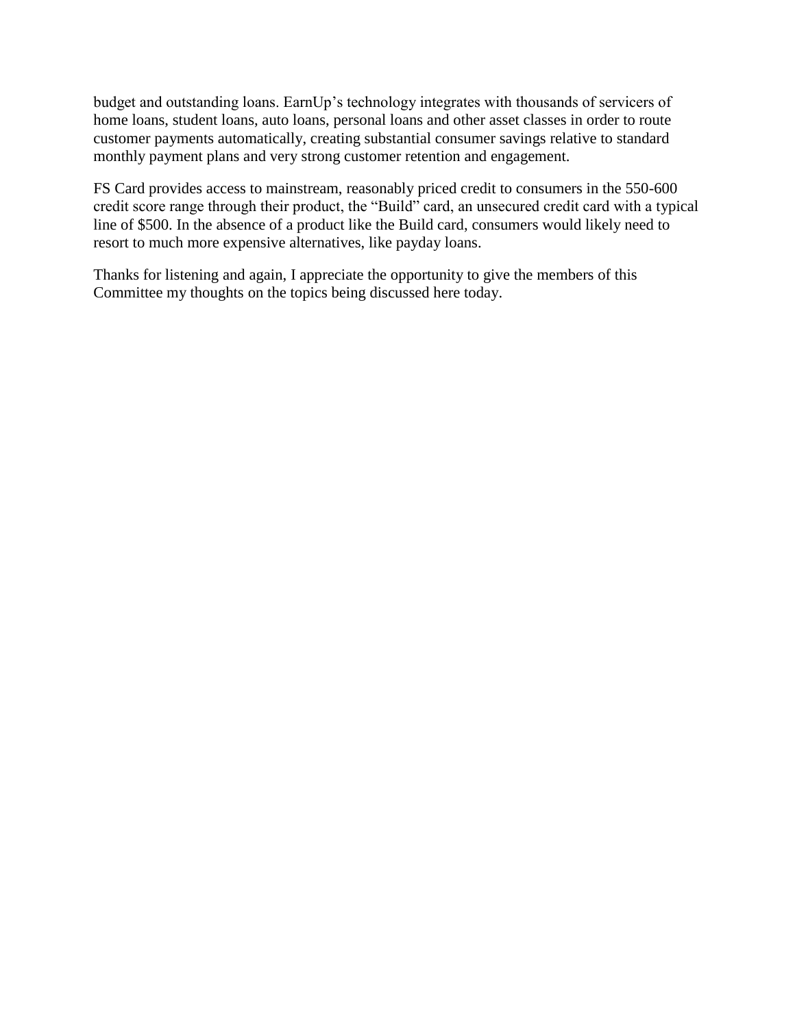budget and outstanding loans. EarnUp's technology integrates with thousands of servicers of home loans, student loans, auto loans, personal loans and other asset classes in order to route customer payments automatically, creating substantial consumer savings relative to standard monthly payment plans and very strong customer retention and engagement.

FS Card provides access to mainstream, reasonably priced credit to consumers in the 550-600 credit score range through their product, the "Build" card, an unsecured credit card with a typical line of $500. In the absence of a product like the Build card, consumers would likely need to resort to much more expensive alternatives, like payday loans.

Thanks for listening and again, I appreciate the opportunity to give the members of this Committee my thoughts on the topics being discussed here today.